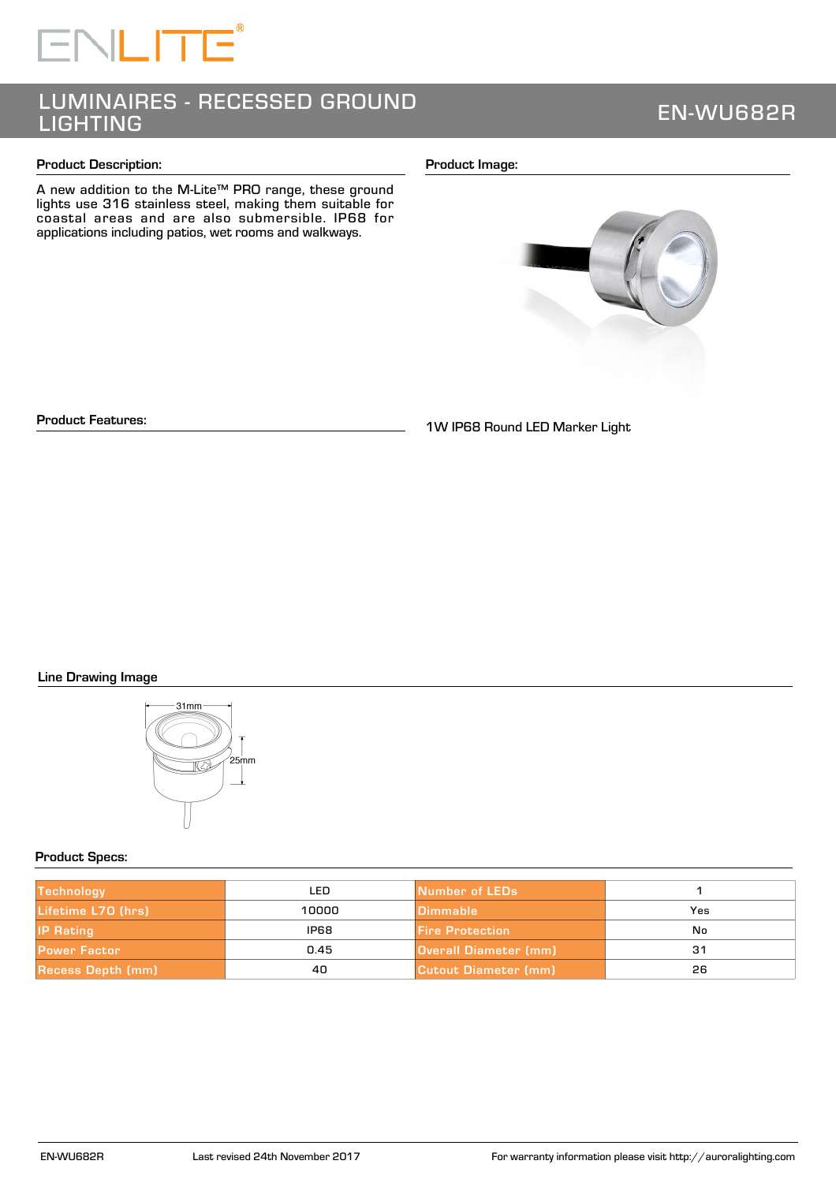# LUMINAIRES - RECESSED GROUND LIGHTING

## EN-WU682R

### Product Description:

A new addition to the M-Lite™ PRO range, these ground lights use 316 stainless steel, making them suitable for coastal areas and are also submersible. IP68 for applications including patios, wet rooms and walkways.

### Product Image:

1W IP68 Round LED Marker Light

### Product Features:

### Line Drawing Image

31mm

25mm

### Product Specs:

| Technology | LED | Number of LEDs | 1 |
|---|---|---|---|
| Lifetime L70 (hrs) | 10000 | Dimmable | Yes |
| IP Rating | IP68 | Fire Protection | No |
| Power Factor | 0.45 | Overall Diameter (mm) | 31 |
| Recess Depth (mm) | 40 | Cutout Diameter (mm) | 26 |

EN-WU682R    Last revised 24th November 2017    For warranty information please visit http://auroralighting.com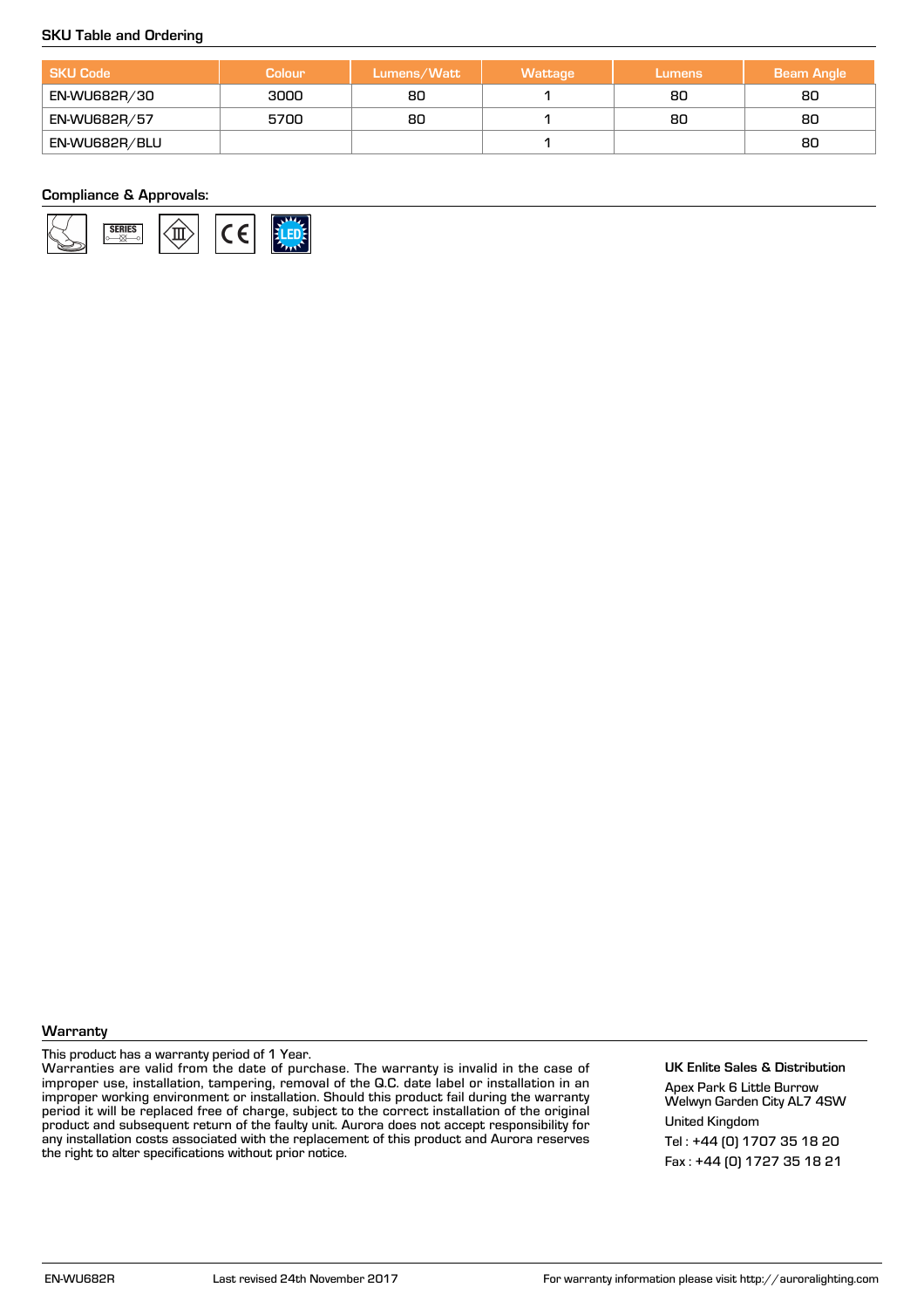## SKU Table and Ordering

| SKU Code | Colour | Lumens/Watt | Wattage | Lumens | Beam Angle |
|---|---|---|---|---|---|
| EN-WU682R/30 | 3000 | 80 | 1 | 80 | 80 |
| EN-WU682R/57 | 5700 | 80 | 1 | 80 | 80 |
| EN-WU682R/BLU | | | 1 | | 80 |

## Compliance & Approvals:

SERIES

## Warranty

This product has a warranty period of 1 Year.
Warranties are valid from the date of purchase. The warranty is invalid in the case of improper use, installation, tampering, removal of the Q.C. date label or installation in an improper working environment or installation. Should this product fail during the warranty period it will be replaced free of charge, subject to the correct installation of the original product and subsequent return of the faulty unit. Aurora does not accept responsibility for any installation costs associated with the replacement of this product and Aurora reserves the right to alter specifications without prior notice.

**UK Enlite Sales & Distribution**

Apex Park 6 Little Burrow
Welwyn Garden City AL7 4SW

United Kingdom

Tel : +44 (0) 1707 35 18 20

Fax : +44 (0) 1727 35 18 21

EN-WU682R    Last revised 24th November 2017    For warranty information please visit http://auroralighting.com